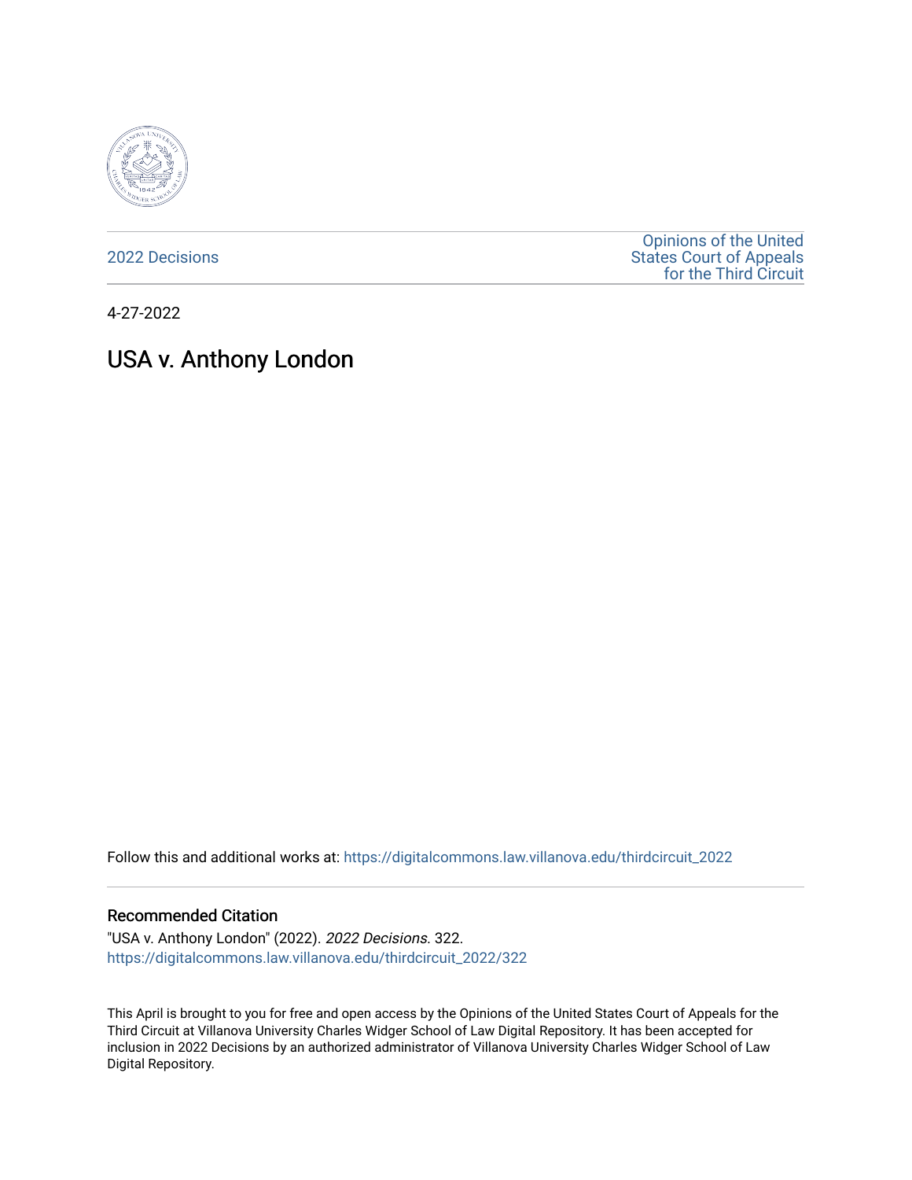2022 Decisions

Opinions of the United States Court of Appeals for the Third Circuit

4-27-2022

# USA v. Anthony London

Follow this and additional works at: https://digitalcommons.law.villanova.edu/thirdcircuit_2022

### Recommended Citation

"USA v. Anthony London" (2022). *2022 Decisions*. 322.
https://digitalcommons.law.villanova.edu/thirdcircuit_2022/322

This April is brought to you for free and open access by the Opinions of the United States Court of Appeals for the Third Circuit at Villanova University Charles Widger School of Law Digital Repository. It has been accepted for inclusion in 2022 Decisions by an authorized administrator of Villanova University Charles Widger School of Law Digital Repository.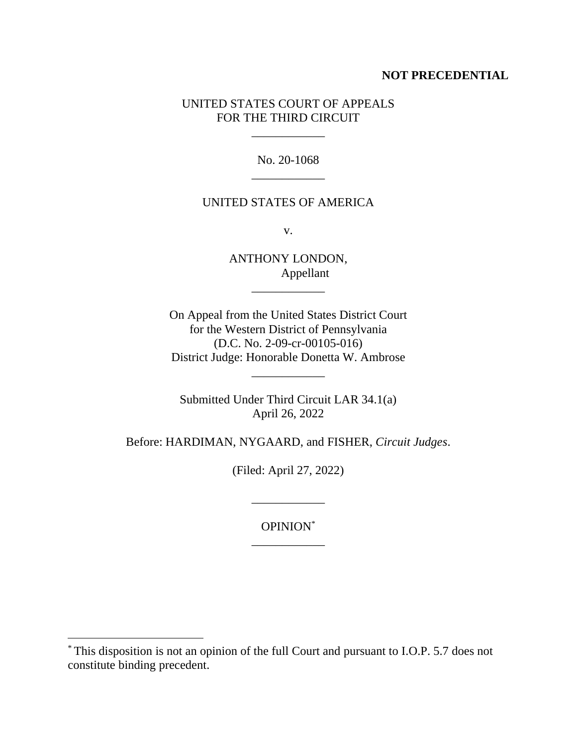**NOT PRECEDENTIAL**

UNITED STATES COURT OF APPEALS
FOR THE THIRD CIRCUIT

\_\_\_\_\_\_\_\_\_\_\_\_

No. 20-1068

\_\_\_\_\_\_\_\_\_\_\_\_

UNITED STATES OF AMERICA

v.

ANTHONY LONDON,
Appellant

\_\_\_\_\_\_\_\_\_\_\_\_

On Appeal from the United States District Court
for the Western District of Pennsylvania
(D.C. No. 2-09-cr-00105-016)
District Judge: Honorable Donetta W. Ambrose

\_\_\_\_\_\_\_\_\_\_\_\_

Submitted Under Third Circuit LAR 34.1(a)
April 26, 2022

Before: HARDIMAN, NYGAARD, and FISHER, *Circuit Judges*.

(Filed: April 27, 2022)

\_\_\_\_\_\_\_\_\_\_\_\_

OPINION[*]

\_\_\_\_\_\_\_\_\_\_\_\_

[*] This disposition is not an opinion of the full Court and pursuant to I.O.P. 5.7 does not constitute binding precedent.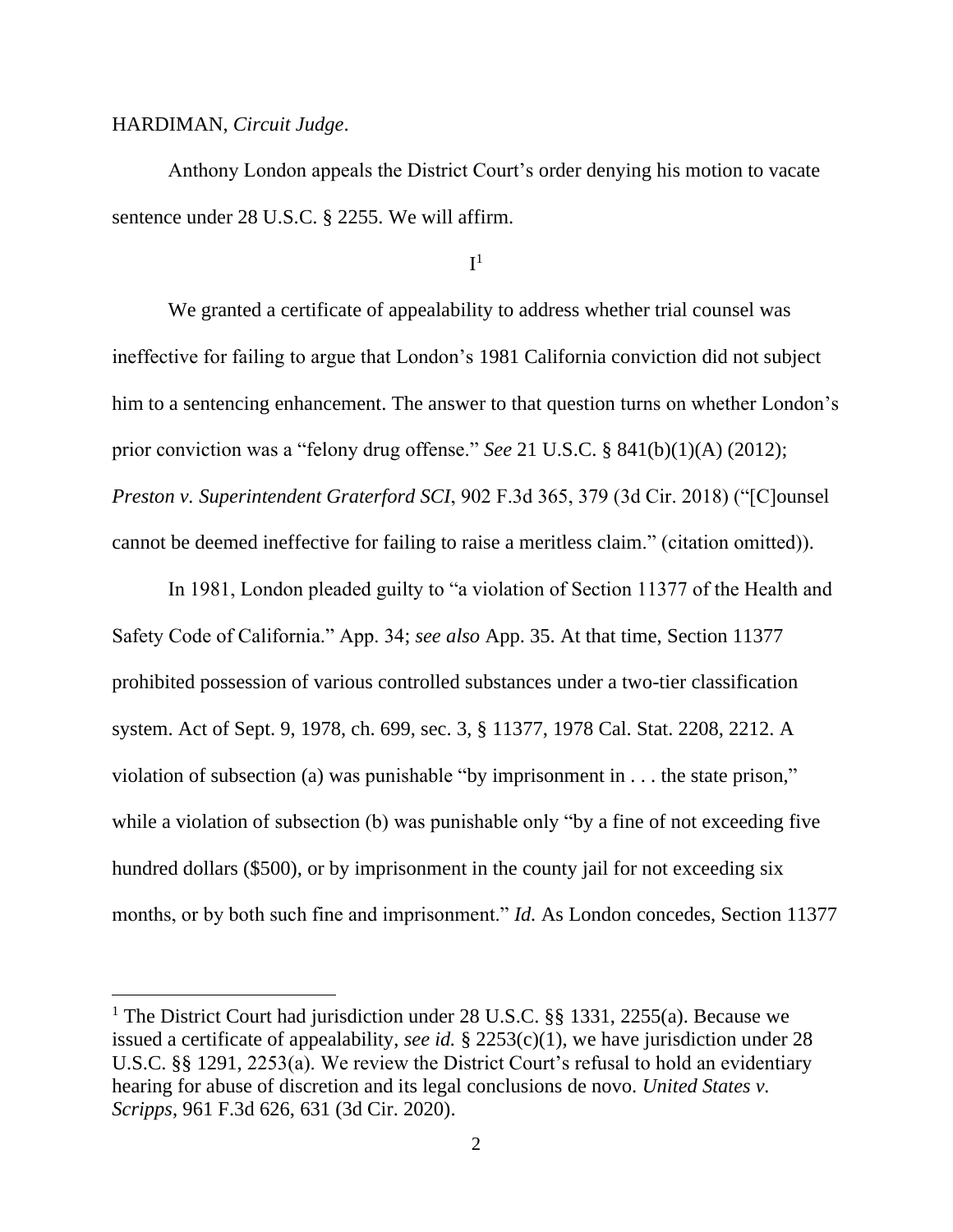HARDIMAN, *Circuit Judge*.

Anthony London appeals the District Court's order denying his motion to vacate sentence under 28 U.S.C. § 2255. We will affirm.

I[1]

We granted a certificate of appealability to address whether trial counsel was ineffective for failing to argue that London's 1981 California conviction did not subject him to a sentencing enhancement. The answer to that question turns on whether London's prior conviction was a "felony drug offense." *See* 21 U.S.C. § 841(b)(1)(A) (2012); *Preston v. Superintendent Graterford SCI*, 902 F.3d 365, 379 (3d Cir. 2018) ("[C]ounsel cannot be deemed ineffective for failing to raise a meritless claim." (citation omitted)).

In 1981, London pleaded guilty to "a violation of Section 11377 of the Health and Safety Code of California." App. 34; *see also* App. 35. At that time, Section 11377 prohibited possession of various controlled substances under a two-tier classification system. Act of Sept. 9, 1978, ch. 699, sec. 3, § 11377, 1978 Cal. Stat. 2208, 2212. A violation of subsection (a) was punishable "by imprisonment in . . . the state prison," while a violation of subsection (b) was punishable only "by a fine of not exceeding five hundred dollars ($500), or by imprisonment in the county jail for not exceeding six months, or by both such fine and imprisonment." *Id.* As London concedes, Section 11377

[1] The District Court had jurisdiction under 28 U.S.C. §§ 1331, 2255(a). Because we issued a certificate of appealability, *see id.* § 2253(c)(1), we have jurisdiction under 28 U.S.C. §§ 1291, 2253(a). We review the District Court's refusal to hold an evidentiary hearing for abuse of discretion and its legal conclusions de novo. *United States v. Scripps*, 961 F.3d 626, 631 (3d Cir. 2020).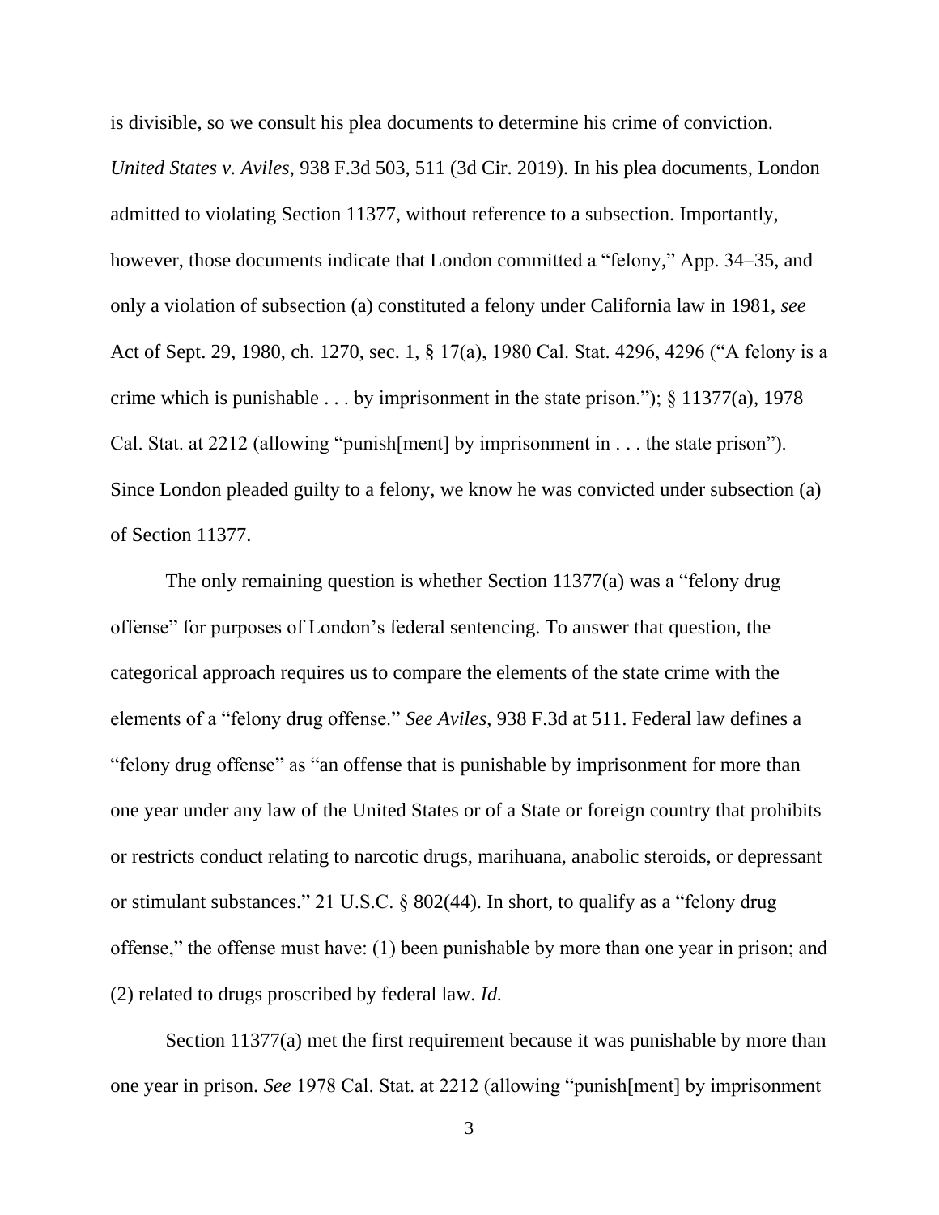is divisible, so we consult his plea documents to determine his crime of conviction. *United States v. Aviles*, 938 F.3d 503, 511 (3d Cir. 2019). In his plea documents, London admitted to violating Section 11377, without reference to a subsection. Importantly, however, those documents indicate that London committed a "felony," App. 34–35, and only a violation of subsection (a) constituted a felony under California law in 1981, *see* Act of Sept. 29, 1980, ch. 1270, sec. 1, § 17(a), 1980 Cal. Stat. 4296, 4296 ("A felony is a crime which is punishable . . . by imprisonment in the state prison."); § 11377(a), 1978 Cal. Stat. at 2212 (allowing "punish[ment] by imprisonment in . . . the state prison"). Since London pleaded guilty to a felony, we know he was convicted under subsection (a) of Section 11377.

The only remaining question is whether Section 11377(a) was a "felony drug offense" for purposes of London's federal sentencing. To answer that question, the categorical approach requires us to compare the elements of the state crime with the elements of a "felony drug offense." *See Aviles*, 938 F.3d at 511. Federal law defines a "felony drug offense" as "an offense that is punishable by imprisonment for more than one year under any law of the United States or of a State or foreign country that prohibits or restricts conduct relating to narcotic drugs, marihuana, anabolic steroids, or depressant or stimulant substances." 21 U.S.C. § 802(44). In short, to qualify as a "felony drug offense," the offense must have: (1) been punishable by more than one year in prison; and (2) related to drugs proscribed by federal law. *Id.*

Section 11377(a) met the first requirement because it was punishable by more than one year in prison. *See* 1978 Cal. Stat. at 2212 (allowing "punish[ment] by imprisonment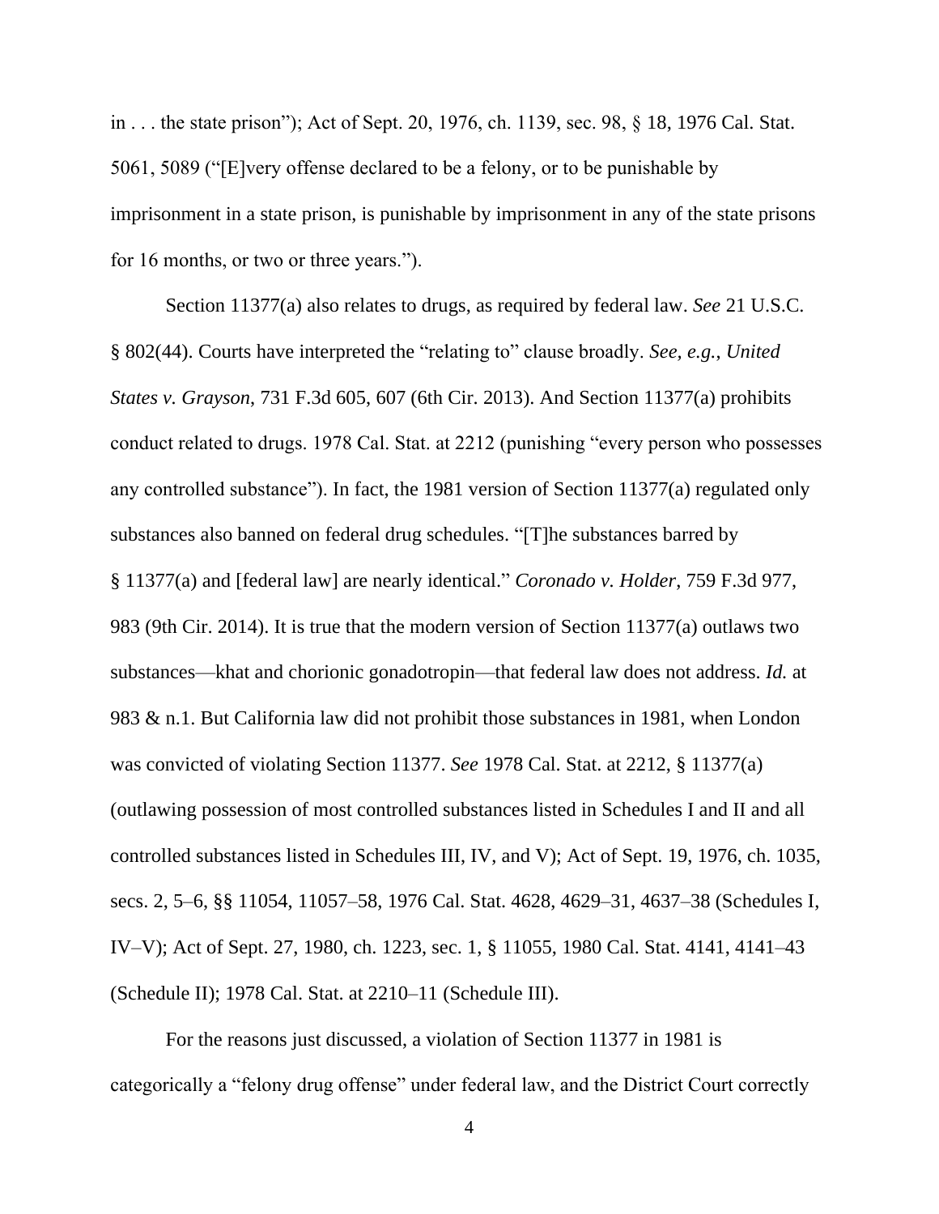in . . . the state prison"); Act of Sept. 20, 1976, ch. 1139, sec. 98, § 18, 1976 Cal. Stat. 5061, 5089 ("[E]very offense declared to be a felony, or to be punishable by imprisonment in a state prison, is punishable by imprisonment in any of the state prisons for 16 months, or two or three years.").

Section 11377(a) also relates to drugs, as required by federal law. *See* 21 U.S.C. § 802(44). Courts have interpreted the "relating to" clause broadly. *See, e.g.*, *United States v. Grayson*, 731 F.3d 605, 607 (6th Cir. 2013). And Section 11377(a) prohibits conduct related to drugs. 1978 Cal. Stat. at 2212 (punishing "every person who possesses any controlled substance"). In fact, the 1981 version of Section 11377(a) regulated only substances also banned on federal drug schedules. "[T]he substances barred by § 11377(a) and [federal law] are nearly identical." *Coronado v. Holder*, 759 F.3d 977, 983 (9th Cir. 2014). It is true that the modern version of Section 11377(a) outlaws two substances—khat and chorionic gonadotropin—that federal law does not address. *Id.* at 983 & n.1. But California law did not prohibit those substances in 1981, when London was convicted of violating Section 11377. *See* 1978 Cal. Stat. at 2212, § 11377(a) (outlawing possession of most controlled substances listed in Schedules I and II and all controlled substances listed in Schedules III, IV, and V); Act of Sept. 19, 1976, ch. 1035, secs. 2, 5–6, §§ 11054, 11057–58, 1976 Cal. Stat. 4628, 4629–31, 4637–38 (Schedules I, IV–V); Act of Sept. 27, 1980, ch. 1223, sec. 1, § 11055, 1980 Cal. Stat. 4141, 4141–43 (Schedule II); 1978 Cal. Stat. at 2210–11 (Schedule III).

For the reasons just discussed, a violation of Section 11377 in 1981 is categorically a "felony drug offense" under federal law, and the District Court correctly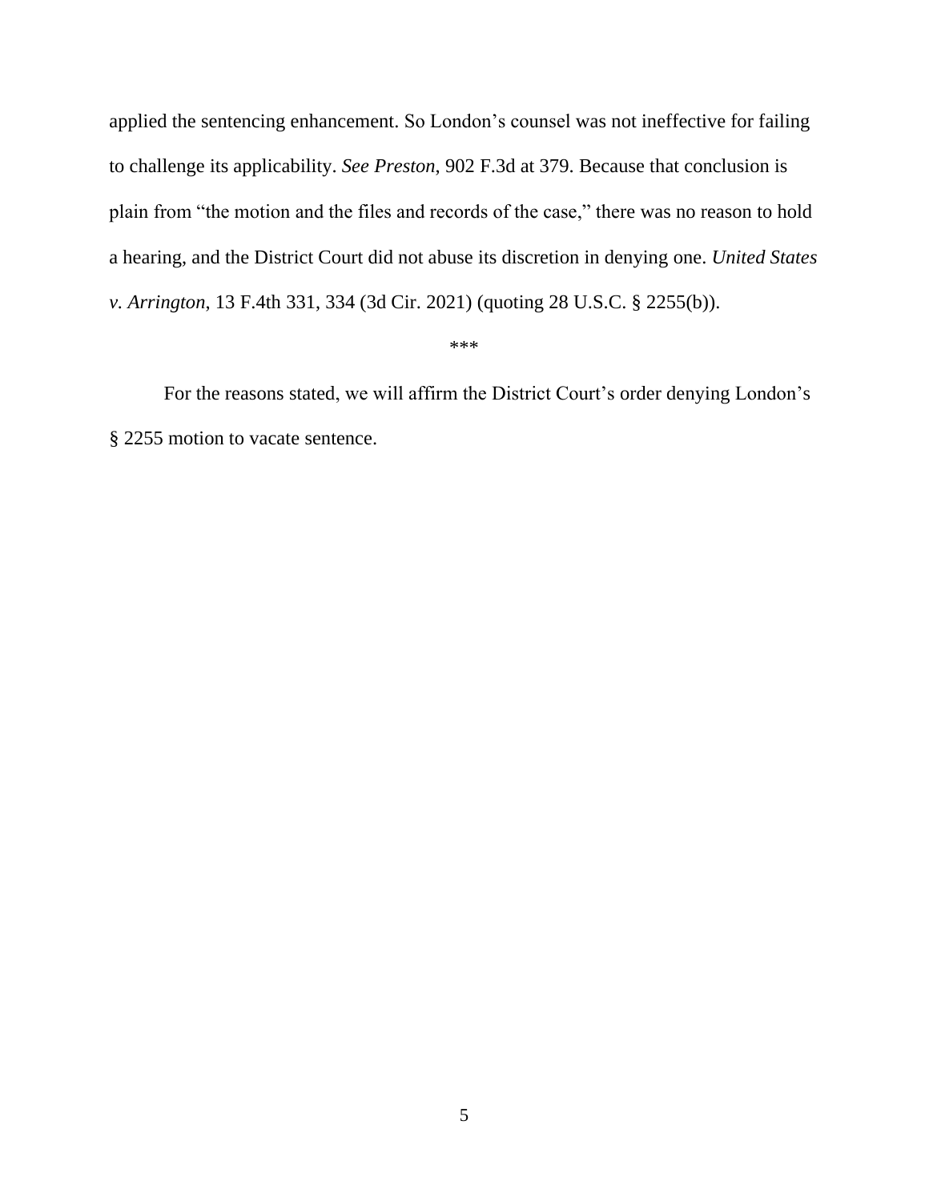applied the sentencing enhancement. So London's counsel was not ineffective for failing to challenge its applicability. *See Preston*, 902 F.3d at 379. Because that conclusion is plain from "the motion and the files and records of the case," there was no reason to hold a hearing, and the District Court did not abuse its discretion in denying one. *United States v. Arrington*, 13 F.4th 331, 334 (3d Cir. 2021) (quoting 28 U.S.C. § 2255(b)).

\*\*\*

For the reasons stated, we will affirm the District Court's order denying London's § 2255 motion to vacate sentence.